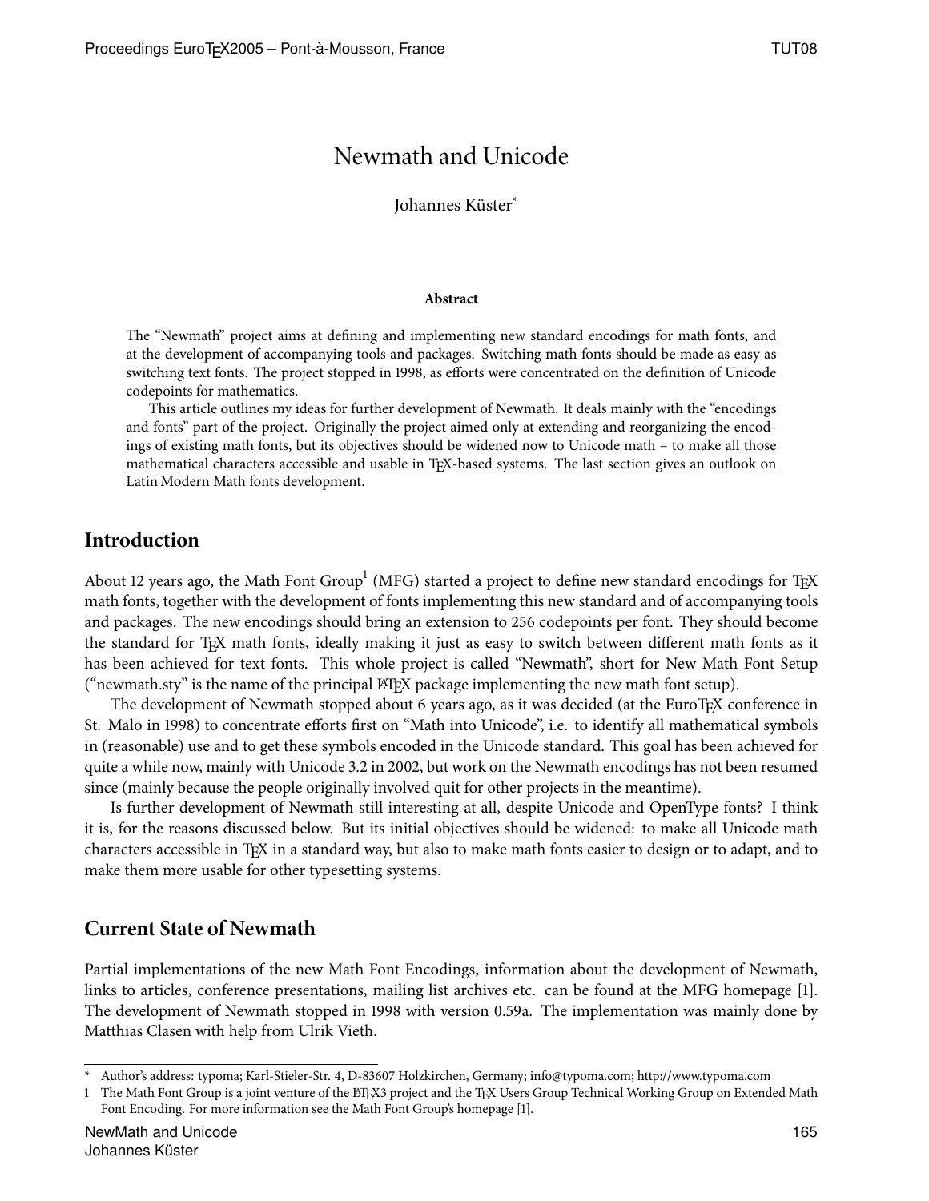# Newmath and Unicode

Johannes Küster[*]

**Abstract**

The "Newmath" project aims at defining and implementing new standard encodings for math fonts, and at the development of accompanying tools and packages. Switching math fonts should be made as easy as switching text fonts. The project stopped in 1998, as efforts were concentrated on the definition of Unicode codepoints for mathematics.

This article outlines my ideas for further development of Newmath. It deals mainly with the "encodings and fonts" part of the project. Originally the project aimed only at extending and reorganizing the encodings of existing math fonts, but its objectives should be widened now to Unicode math – to make all those mathematical characters accessible and usable in TEX-based systems. The last section gives an outlook on Latin Modern Math fonts development.

## Introduction

About 12 years ago, the Math Font Group[1] (MFG) started a project to define new standard encodings for TEX math fonts, together with the development of fonts implementing this new standard and of accompanying tools and packages. The new encodings should bring an extension to 256 codepoints per font. They should become the standard for TEX math fonts, ideally making it just as easy to switch between different math fonts as it has been achieved for text fonts. This whole project is called "Newmath", short for New Math Font Setup ("newmath.sty" is the name of the principal LATEX package implementing the new math font setup).

The development of Newmath stopped about 6 years ago, as it was decided (at the EuroTEX conference in St. Malo in 1998) to concentrate efforts first on "Math into Unicode", i.e. to identify all mathematical symbols in (reasonable) use and to get these symbols encoded in the Unicode standard. This goal has been achieved for quite a while now, mainly with Unicode 3.2 in 2002, but work on the Newmath encodings has not been resumed since (mainly because the people originally involved quit for other projects in the meantime).

Is further development of Newmath still interesting at all, despite Unicode and OpenType fonts? I think it is, for the reasons discussed below. But its initial objectives should be widened: to make all Unicode math characters accessible in TEX in a standard way, but also to make math fonts easier to design or to adapt, and to make them more usable for other typesetting systems.

## Current State of Newmath

Partial implementations of the new Math Font Encodings, information about the development of Newmath, links to articles, conference presentations, mailing list archives etc. can be found at the MFG homepage [1]. The development of Newmath stopped in 1998 with version 0.59a. The implementation was mainly done by Matthias Clasen with help from Ulrik Vieth.

---

[*] Author's address: typoma; Karl-Stieler-Str. 4, D-83607 Holzkirchen, Germany; info@typoma.com; http://www.typoma.com

[1] The Math Font Group is a joint venture of the LATEX3 project and the TEX Users Group Technical Working Group on Extended Math Font Encoding. For more information see the Math Font Group's homepage [1].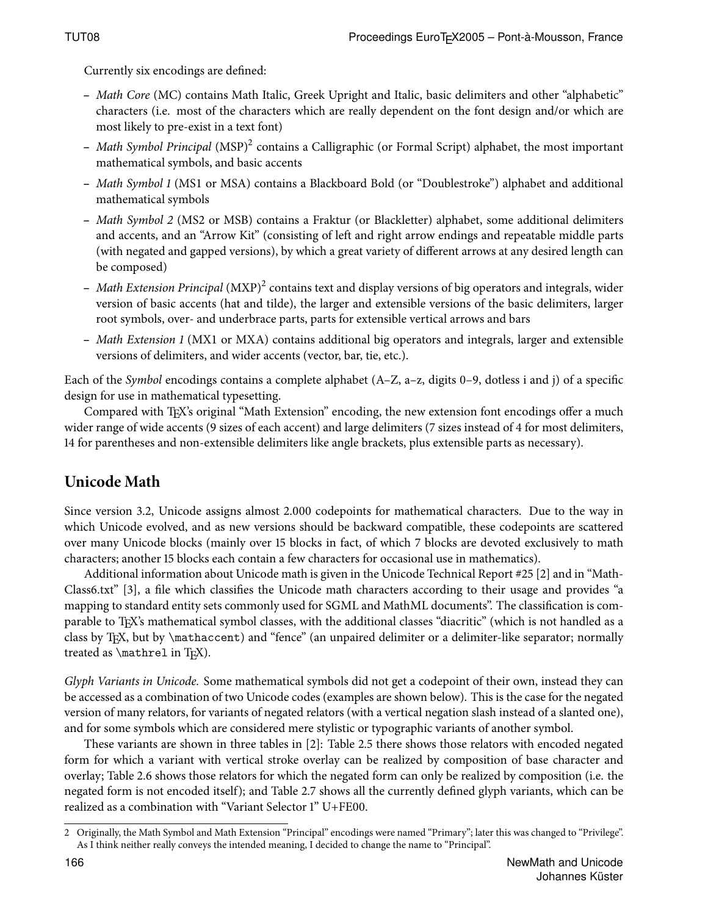Currently six encodings are defined:

- *Math Core* (MC) contains Math Italic, Greek Upright and Italic, basic delimiters and other "alphabetic" characters (i.e. most of the characters which are really dependent on the font design and/or which are most likely to pre-exist in a text font)
- *Math Symbol Principal* (MSP)[2] contains a Calligraphic (or Formal Script) alphabet, the most important mathematical symbols, and basic accents
- *Math Symbol 1* (MS1 or MSA) contains a Blackboard Bold (or "Doublestroke") alphabet and additional mathematical symbols
- *Math Symbol 2* (MS2 or MSB) contains a Fraktur (or Blackletter) alphabet, some additional delimiters and accents, and an "Arrow Kit" (consisting of left and right arrow endings and repeatable middle parts (with negated and gapped versions), by which a great variety of different arrows at any desired length can be composed)
- *Math Extension Principal* (MXP)[2] contains text and display versions of big operators and integrals, wider version of basic accents (hat and tilde), the larger and extensible versions of the basic delimiters, larger root symbols, over- and underbrace parts, parts for extensible vertical arrows and bars
- *Math Extension 1* (MX1 or MXA) contains additional big operators and integrals, larger and extensible versions of delimiters, and wider accents (vector, bar, tie, etc.).

Each of the *Symbol* encodings contains a complete alphabet (A–Z, a–z, digits 0–9, dotless i and j) of a specific design for use in mathematical typesetting.

Compared with TEX's original "Math Extension" encoding, the new extension font encodings offer a much wider range of wide accents (9 sizes of each accent) and large delimiters (7 sizes instead of 4 for most delimiters, 14 for parentheses and non-extensible delimiters like angle brackets, plus extensible parts as necessary).

## Unicode Math

Since version 3.2, Unicode assigns almost 2.000 codepoints for mathematical characters. Due to the way in which Unicode evolved, and as new versions should be backward compatible, these codepoints are scattered over many Unicode blocks (mainly over 15 blocks in fact, of which 7 blocks are devoted exclusively to math characters; another 15 blocks each contain a few characters for occasional use in mathematics).

Additional information about Unicode math is given in the Unicode Technical Report #25 [2] and in "MathClass6.txt" [3], a file which classifies the Unicode math characters according to their usage and provides "a mapping to standard entity sets commonly used for SGML and MathML documents". The classification is comparable to TEX's mathematical symbol classes, with the additional classes "diacritic" (which is not handled as a class by TEX, but by `\mathaccent`) and "fence" (an unpaired delimiter or a delimiter-like separator; normally treated as `\mathrel` in TEX).

*Glyph Variants in Unicode.* Some mathematical symbols did not get a codepoint of their own, instead they can be accessed as a combination of two Unicode codes (examples are shown below). This is the case for the negated version of many relators, for variants of negated relators (with a vertical negation slash instead of a slanted one), and for some symbols which are considered mere stylistic or typographic variants of another symbol.

These variants are shown in three tables in [2]: Table 2.5 there shows those relators with encoded negated form for which a variant with vertical stroke overlay can be realized by composition of base character and overlay; Table 2.6 shows those relators for which the negated form can only be realized by composition (i.e. the negated form is not encoded itself); and Table 2.7 shows all the currently defined glyph variants, which can be realized as a combination with "Variant Selector 1" U+FE00.

2 Originally, the Math Symbol and Math Extension "Principal" encodings were named "Primary"; later this was changed to "Privilege". As I think neither really conveys the intended meaning, I decided to change the name to "Principal".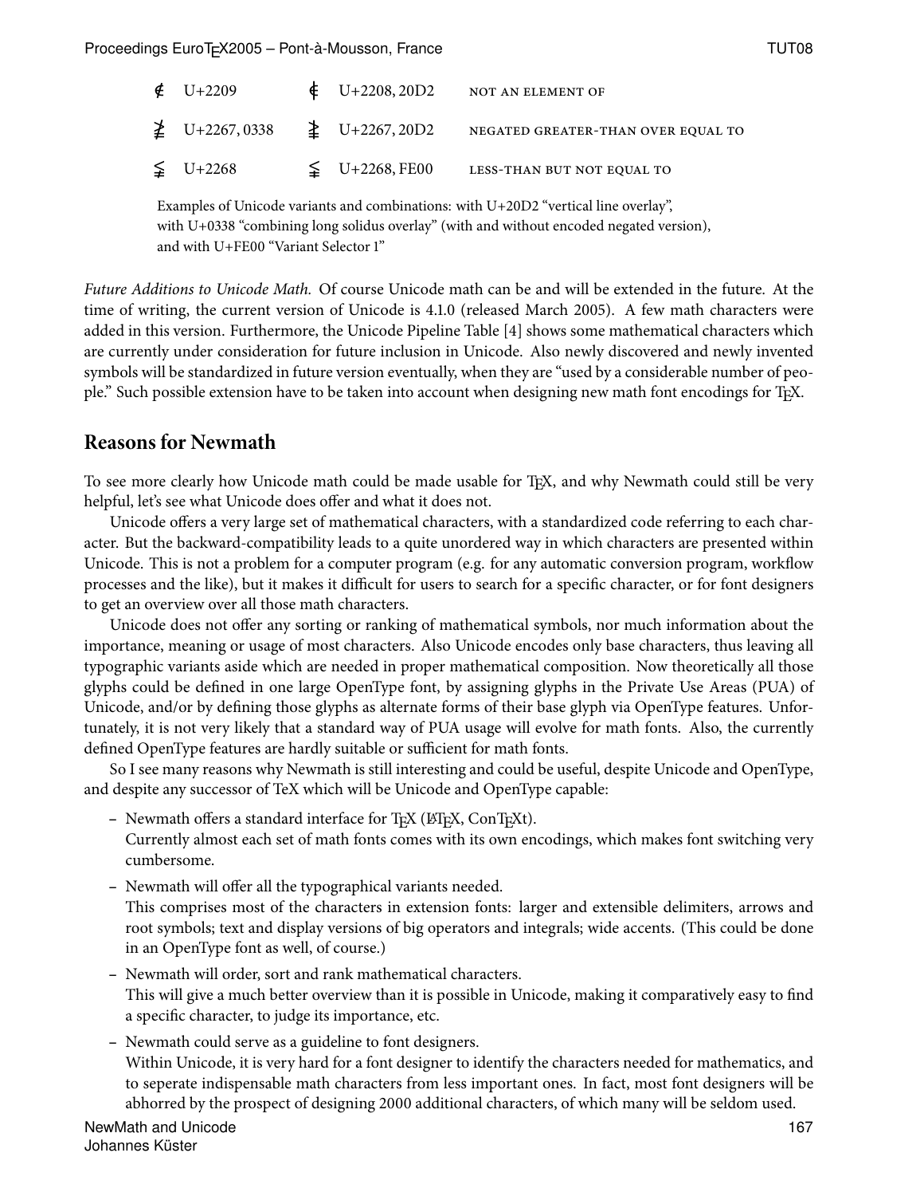| | | | | |
|---|---|---|---|---|
| ∉ | U+2209 | ∈⃒ | U+2208, 20D2 | NOT AN ELEMENT OF |
| ≱ | U+2267, 0338 | ≧⃒ | U+2267, 20D2 | NEGATED GREATER-THAN OVER EQUAL TO |
| ≨ | U+2268 | ≨︀ | U+2268, FE00 | LESS-THAN BUT NOT EQUAL TO |

Examples of Unicode variants and combinations: with U+20D2 "vertical line overlay", with U+0338 "combining long solidus overlay" (with and without encoded negated version), and with U+FE00 "Variant Selector 1"

*Future Additions to Unicode Math.* Of course Unicode math can be and will be extended in the future. At the time of writing, the current version of Unicode is 4.1.0 (released March 2005). A few math characters were added in this version. Furthermore, the Unicode Pipeline Table [4] shows some mathematical characters which are currently under consideration for future inclusion in Unicode. Also newly discovered and newly invented symbols will be standardized in future version eventually, when they are "used by a considerable number of people." Such possible extension have to be taken into account when designing new math font encodings for TEX.

## Reasons for Newmath

To see more clearly how Unicode math could be made usable for TEX, and why Newmath could still be very helpful, let's see what Unicode does offer and what it does not.

Unicode offers a very large set of mathematical characters, with a standardized code referring to each character. But the backward-compatibility leads to a quite unordered way in which characters are presented within Unicode. This is not a problem for a computer program (e.g. for any automatic conversion program, workflow processes and the like), but it makes it difficult for users to search for a specific character, or for font designers to get an overview over all those math characters.

Unicode does not offer any sorting or ranking of mathematical symbols, nor much information about the importance, meaning or usage of most characters. Also Unicode encodes only base characters, thus leaving all typographic variants aside which are needed in proper mathematical composition. Now theoretically all those glyphs could be defined in one large OpenType font, by assigning glyphs in the Private Use Areas (PUA) of Unicode, and/or by defining those glyphs as alternate forms of their base glyph via OpenType features. Unfortunately, it is not very likely that a standard way of PUA usage will evolve for math fonts. Also, the currently defined OpenType features are hardly suitable or sufficient for math fonts.

So I see many reasons why Newmath is still interesting and could be useful, despite Unicode and OpenType, and despite any successor of TeX which will be Unicode and OpenType capable:

- Newmath offers a standard interface for TEX (LATEX, ConTEXt).
  Currently almost each set of math fonts comes with its own encodings, which makes font switching very cumbersome.
- Newmath will offer all the typographical variants needed.
  This comprises most of the characters in extension fonts: larger and extensible delimiters, arrows and root symbols; text and display versions of big operators and integrals; wide accents. (This could be done in an OpenType font as well, of course.)
- Newmath will order, sort and rank mathematical characters.
  This will give a much better overview than it is possible in Unicode, making it comparatively easy to find a specific character, to judge its importance, etc.
- Newmath could serve as a guideline to font designers.
  Within Unicode, it is very hard for a font designer to identify the characters needed for mathematics, and to seperate indispensable math characters from less important ones. In fact, most font designers will be abhorred by the prospect of designing 2000 additional characters, of which many will be seldom used.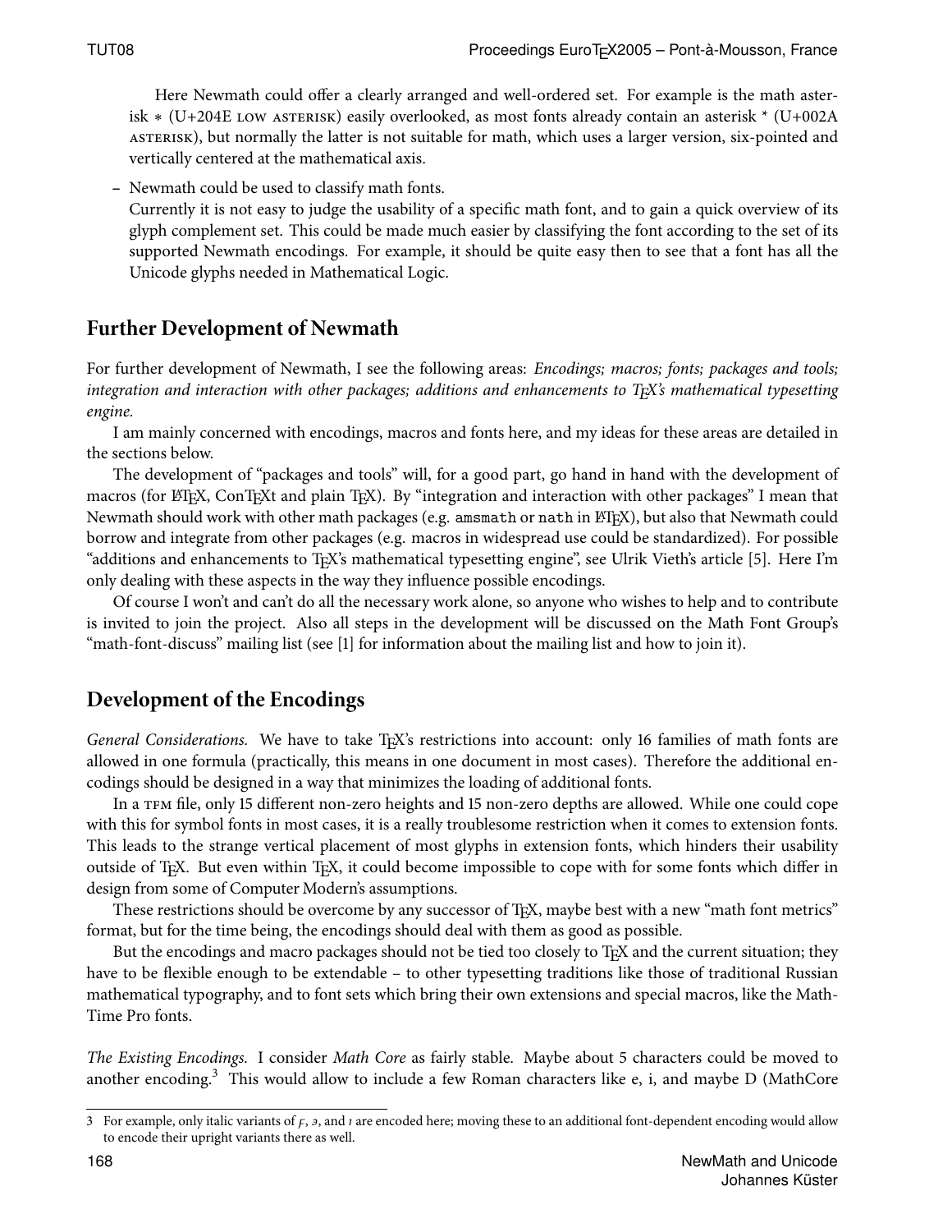Here Newmath could offer a clearly arranged and well-ordered set. For example is the math asterisk ∗ (U+204E LOW ASTERISK) easily overlooked, as most fonts already contain an asterisk * (U+002A ASTERISK), but normally the latter is not suitable for math, which uses a larger version, six-pointed and vertically centered at the mathematical axis.

– Newmath could be used to classify math fonts.
  Currently it is not easy to judge the usability of a specific math font, and to gain a quick overview of its glyph complement set. This could be made much easier by classifying the font according to the set of its supported Newmath encodings. For example, it should be quite easy then to see that a font has all the Unicode glyphs needed in Mathematical Logic.

## Further Development of Newmath

For further development of Newmath, I see the following areas: *Encodings; macros; fonts; packages and tools; integration and interaction with other packages; additions and enhancements to TEX's mathematical typesetting engine.*

I am mainly concerned with encodings, macros and fonts here, and my ideas for these areas are detailed in the sections below.

The development of "packages and tools" will, for a good part, go hand in hand with the development of macros (for LATEX, ConTEXt and plain TEX). By "integration and interaction with other packages" I mean that Newmath should work with other math packages (e.g. `amsmath` or `nath` in LATEX), but also that Newmath could borrow and integrate from other packages (e.g. macros in widespread use could be standardized). For possible "additions and enhancements to TEX's mathematical typesetting engine", see Ulrik Vieth's article [5]. Here I'm only dealing with these aspects in the way they influence possible encodings.

Of course I won't and can't do all the necessary work alone, so anyone who wishes to help and to contribute is invited to join the project. Also all steps in the development will be discussed on the Math Font Group's "math-font-discuss" mailing list (see [1] for information about the mailing list and how to join it).

## Development of the Encodings

*General Considerations.* We have to take TEX's restrictions into account: only 16 families of math fonts are allowed in one formula (practically, this means in one document in most cases). Therefore the additional encodings should be designed in a way that minimizes the loading of additional fonts.

In a TFM file, only 15 different non-zero heights and 15 non-zero depths are allowed. While one could cope with this for symbol fonts in most cases, it is a really troublesome restriction when it comes to extension fonts. This leads to the strange vertical placement of most glyphs in extension fonts, which hinders their usability outside of TEX. But even within TEX, it could become impossible to cope with for some fonts which differ in design from some of Computer Modern's assumptions.

These restrictions should be overcome by any successor of TEX, maybe best with a new "math font metrics" format, but for the time being, the encodings should deal with them as good as possible.

But the encodings and macro packages should not be tied too closely to TEX and the current situation; they have to be flexible enough to be extendable – to other typesetting traditions like those of traditional Russian mathematical typography, and to font sets which bring their own extensions and special macros, like the MathTime Pro fonts.

*The Existing Encodings.* I consider *Math Core* as fairly stable. Maybe about 5 characters could be moved to another encoding.[3] This would allow to include a few Roman characters like e, i, and maybe D (MathCore

---

3 For example, only italic variants of $\digamma$, $\backepsilon$, and $\imath$ are encoded here; moving these to an additional font-dependent encoding would allow to encode their upright variants there as well.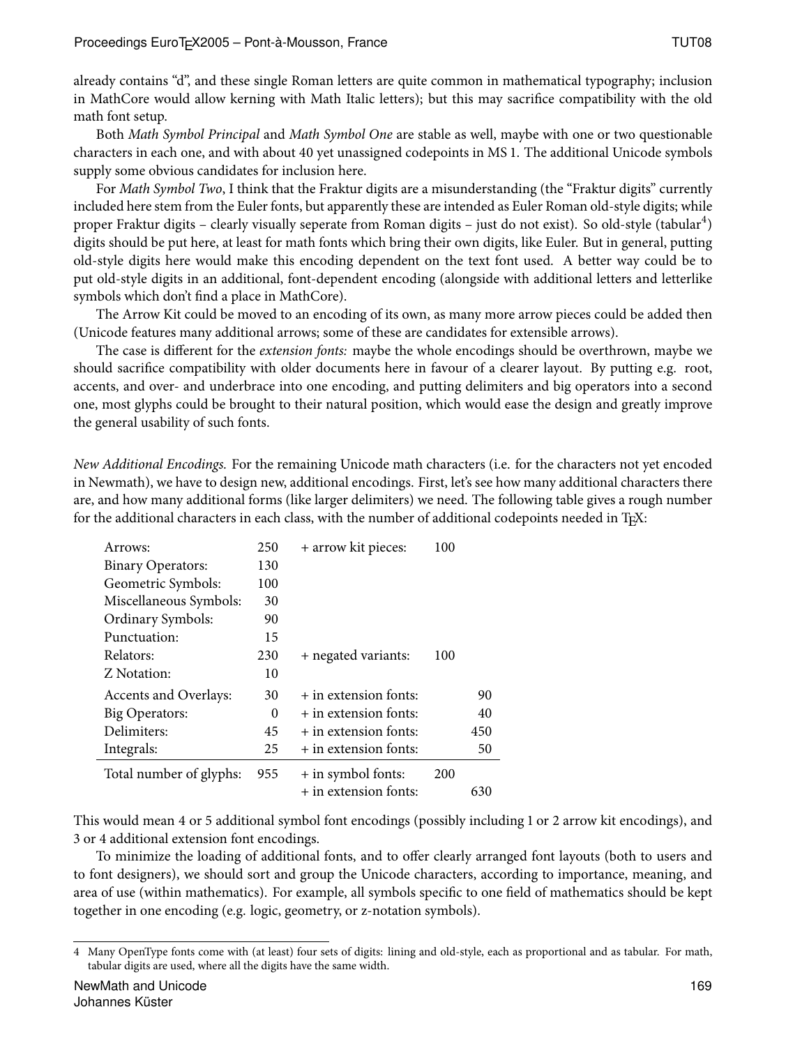already contains "d", and these single Roman letters are quite common in mathematical typography; inclusion in MathCore would allow kerning with Math Italic letters); but this may sacrifice compatibility with the old math font setup.

Both *Math Symbol Principal* and *Math Symbol One* are stable as well, maybe with one or two questionable characters in each one, and with about 40 yet unassigned codepoints in MS 1. The additional Unicode symbols supply some obvious candidates for inclusion here.

For *Math Symbol Two*, I think that the Fraktur digits are a misunderstanding (the "Fraktur digits" currently included here stem from the Euler fonts, but apparently these are intended as Euler Roman old-style digits; while proper Fraktur digits – clearly visually seperate from Roman digits – just do not exist). So old-style (tabular[4]) digits should be put here, at least for math fonts which bring their own digits, like Euler. But in general, putting old-style digits here would make this encoding dependent on the text font used. A better way could be to put old-style digits in an additional, font-dependent encoding (alongside with additional letters and letterlike symbols which don't find a place in MathCore).

The Arrow Kit could be moved to an encoding of its own, as many more arrow pieces could be added then (Unicode features many additional arrows; some of these are candidates for extensible arrows).

The case is different for the *extension fonts:* maybe the whole encodings should be overthrown, maybe we should sacrifice compatibility with older documents here in favour of a clearer layout. By putting e.g. root, accents, and over- and underbrace into one encoding, and putting delimiters and big operators into a second one, most glyphs could be brought to their natural position, which would ease the design and greatly improve the general usability of such fonts.

*New Additional Encodings.* For the remaining Unicode math characters (i.e. for the characters not yet encoded in Newmath), we have to design new, additional encodings. First, let's see how many additional characters there are, and how many additional forms (like larger delimiters) we need. The following table gives a rough number for the additional characters in each class, with the number of additional codepoints needed in TEX:

| | | | | |
|---|---|---|---|---|
| Arrows: | 250 | + arrow kit pieces: | 100 | |
| Binary Operators: | 130 | | | |
| Geometric Symbols: | 100 | | | |
| Miscellaneous Symbols: | 30 | | | |
| Ordinary Symbols: | 90 | | | |
| Punctuation: | 15 | | | |
| Relators: | 230 | + negated variants: | 100 | |
| Z Notation: | 10 | | | |
| Accents and Overlays: | 30 | + in extension fonts: | | 90 |
| Big Operators: | 0 | + in extension fonts: | | 40 |
| Delimiters: | 45 | + in extension fonts: | | 450 |
| Integrals: | 25 | + in extension fonts: | | 50 |
| Total number of glyphs: | 955 | + in symbol fonts: | 200 | |
| | | + in extension fonts: | | 630 |

This would mean 4 or 5 additional symbol font encodings (possibly including 1 or 2 arrow kit encodings), and 3 or 4 additional extension font encodings.

To minimize the loading of additional fonts, and to offer clearly arranged font layouts (both to users and to font designers), we should sort and group the Unicode characters, according to importance, meaning, and area of use (within mathematics). For example, all symbols specific to one field of mathematics should be kept together in one encoding (e.g. logic, geometry, or z-notation symbols).

[4] Many OpenType fonts come with (at least) four sets of digits: lining and old-style, each as proportional and as tabular. For math, tabular digits are used, where all the digits have the same width.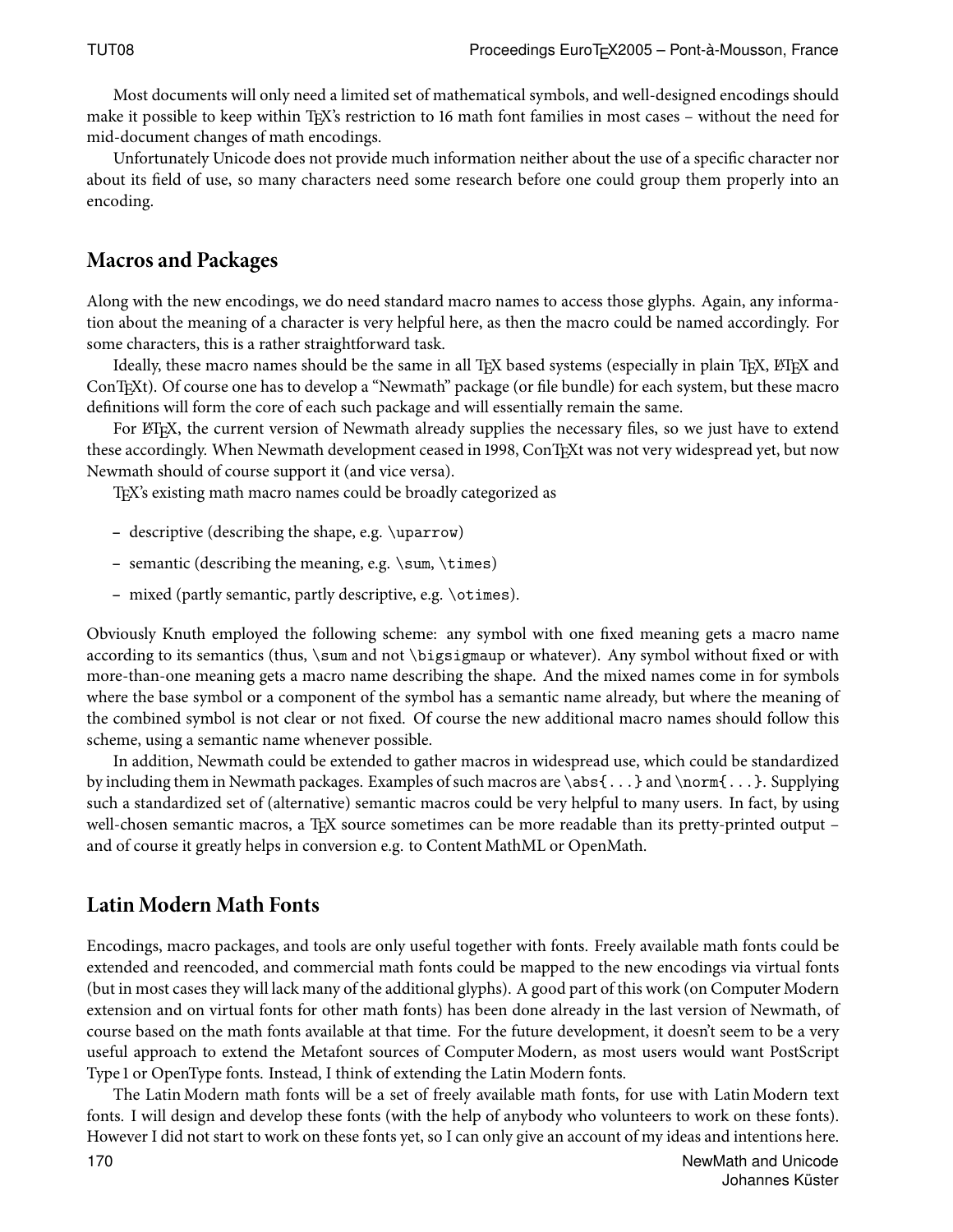Most documents will only need a limited set of mathematical symbols, and well-designed encodings should make it possible to keep within TEX's restriction to 16 math font families in most cases – without the need for mid-document changes of math encodings.

Unfortunately Unicode does not provide much information neither about the use of a specific character nor about its field of use, so many characters need some research before one could group them properly into an encoding.

## Macros and Packages

Along with the new encodings, we do need standard macro names to access those glyphs. Again, any information about the meaning of a character is very helpful here, as then the macro could be named accordingly. For some characters, this is a rather straightforward task.

Ideally, these macro names should be the same in all TEX based systems (especially in plain TEX, LATEX and ConTEXt). Of course one has to develop a "Newmath" package (or file bundle) for each system, but these macro definitions will form the core of each such package and will essentially remain the same.

For LATEX, the current version of Newmath already supplies the necessary files, so we just have to extend these accordingly. When Newmath development ceased in 1998, ConTEXt was not very widespread yet, but now Newmath should of course support it (and vice versa).

TEX's existing math macro names could be broadly categorized as

- descriptive (describing the shape, e.g. `\uparrow`)
- semantic (describing the meaning, e.g. `\sum`, `\times`)
- mixed (partly semantic, partly descriptive, e.g. `\otimes`).

Obviously Knuth employed the following scheme: any symbol with one fixed meaning gets a macro name according to its semantics (thus, `\sum` and not `\bigsigmaup` or whatever). Any symbol without fixed or with more-than-one meaning gets a macro name describing the shape. And the mixed names come in for symbols where the base symbol or a component of the symbol has a semantic name already, but where the meaning of the combined symbol is not clear or not fixed. Of course the new additional macro names should follow this scheme, using a semantic name whenever possible.

In addition, Newmath could be extended to gather macros in widespread use, which could be standardized by including them in Newmath packages. Examples of such macros are `\abs{...}` and `\norm{...}`. Supplying such a standardized set of (alternative) semantic macros could be very helpful to many users. In fact, by using well-chosen semantic macros, a TEX source sometimes can be more readable than its pretty-printed output – and of course it greatly helps in conversion e.g. to Content MathML or OpenMath.

## Latin Modern Math Fonts

Encodings, macro packages, and tools are only useful together with fonts. Freely available math fonts could be extended and reencoded, and commercial math fonts could be mapped to the new encodings via virtual fonts (but in most cases they will lack many of the additional glyphs). A good part of this work (on Computer Modern extension and on virtual fonts for other math fonts) has been done already in the last version of Newmath, of course based on the math fonts available at that time. For the future development, it doesn't seem to be a very useful approach to extend the Metafont sources of Computer Modern, as most users would want PostScript Type 1 or OpenType fonts. Instead, I think of extending the Latin Modern fonts.

The Latin Modern math fonts will be a set of freely available math fonts, for use with Latin Modern text fonts. I will design and develop these fonts (with the help of anybody who volunteers to work on these fonts). However I did not start to work on these fonts yet, so I can only give an account of my ideas and intentions here.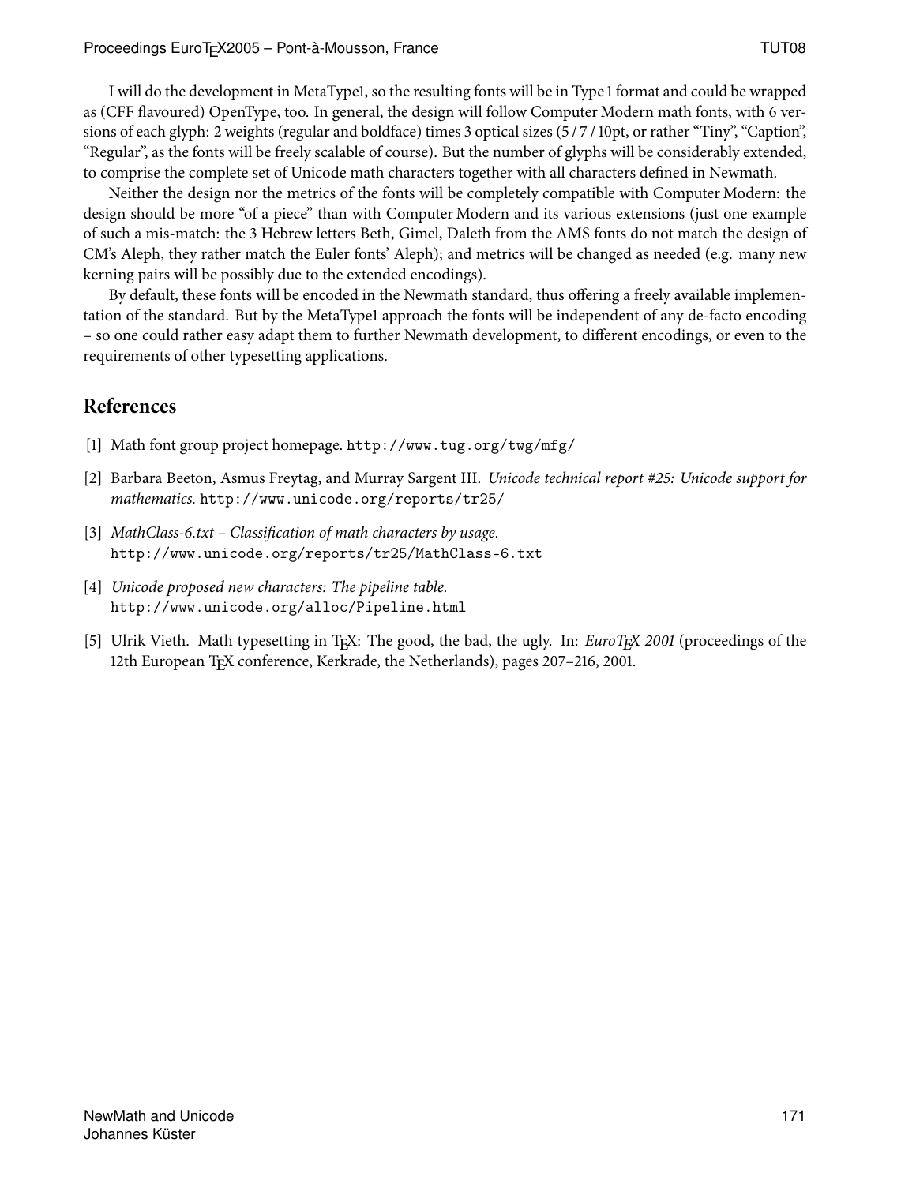I will do the development in MetaType1, so the resulting fonts will be in Type 1 format and could be wrapped as (CFF flavoured) OpenType, too. In general, the design will follow Computer Modern math fonts, with 6 versions of each glyph: 2 weights (regular and boldface) times 3 optical sizes (5 / 7 / 10pt, or rather "Tiny", "Caption", "Regular", as the fonts will be freely scalable of course). But the number of glyphs will be considerably extended, to comprise the complete set of Unicode math characters together with all characters defined in Newmath.

Neither the design nor the metrics of the fonts will be completely compatible with Computer Modern: the design should be more "of a piece" than with Computer Modern and its various extensions (just one example of such a mis-match: the 3 Hebrew letters Beth, Gimel, Daleth from the AMS fonts do not match the design of CM's Aleph, they rather match the Euler fonts' Aleph); and metrics will be changed as needed (e.g. many new kerning pairs will be possibly due to the extended encodings).

By default, these fonts will be encoded in the Newmath standard, thus offering a freely available implementation of the standard. But by the MetaType1 approach the fonts will be independent of any de-facto encoding – so one could rather easy adapt them to further Newmath development, to different encodings, or even to the requirements of other typesetting applications.

## References

[1] Math font group project homepage. `http://www.tug.org/twg/mfg/`

[2] Barbara Beeton, Asmus Freytag, and Murray Sargent III. *Unicode technical report #25: Unicode support for mathematics.* `http://www.unicode.org/reports/tr25/`

[3] *MathClass-6.txt – Classification of math characters by usage.* `http://www.unicode.org/reports/tr25/MathClass-6.txt`

[4] *Unicode proposed new characters: The pipeline table.* `http://www.unicode.org/alloc/Pipeline.html`

[5] Ulrik Vieth. Math typesetting in TEX: The good, the bad, the ugly. In: *EuroTEX 2001* (proceedings of the 12th European TEX conference, Kerkrade, the Netherlands), pages 207–216, 2001.